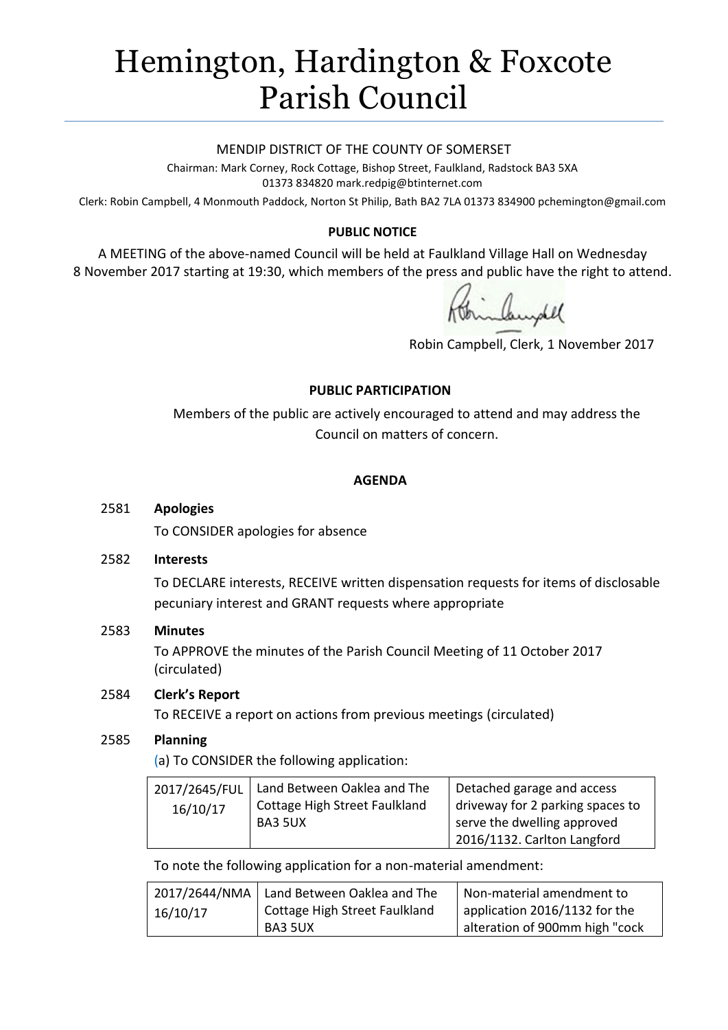# Hemington, Hardington & Foxcote Parish Council

MENDIP DISTRICT OF THE COUNTY OF SOMERSET

Chairman: Mark Corney, Rock Cottage, Bishop Street, Faulkland, Radstock BA3 5XA
01373 834820 mark.redpig@btinternet.com

Clerk: Robin Campbell, 4 Monmouth Paddock, Norton St Philip, Bath BA2 7LA 01373 834900 pchemington@gmail.com

**PUBLIC NOTICE**

A MEETING of the above-named Council will be held at Faulkland Village Hall on Wednesday 8 November 2017 starting at 19:30, which members of the press and public have the right to attend.

Robin Campbell, Clerk, 1 November 2017

**PUBLIC PARTICIPATION**

Members of the public are actively encouraged to attend and may address the Council on matters of concern.

**AGENDA**

2581 **Apologies**

To CONSIDER apologies for absence

2582 **Interests**

To DECLARE interests, RECEIVE written dispensation requests for items of disclosable pecuniary interest and GRANT requests where appropriate

2583 **Minutes**

To APPROVE the minutes of the Parish Council Meeting of 11 October 2017 (circulated)

2584 **Clerk's Report**

To RECEIVE a report on actions from previous meetings (circulated)

2585 **Planning**

(a) To CONSIDER the following application:

| | | |
|---|---|---|
| 2017/2645/FUL 16/10/17 | Land Between Oaklea and The Cottage High Street Faulkland BA3 5UX | Detached garage and access driveway for 2 parking spaces to serve the dwelling approved 2016/1132. Carlton Langford |

To note the following application for a non-material amendment:

| | | |
|---|---|---|
| 2017/2644/NMA 16/10/17 | Land Between Oaklea and The Cottage High Street Faulkland BA3 5UX | Non-material amendment to application 2016/1132 for the alteration of 900mm high "cock |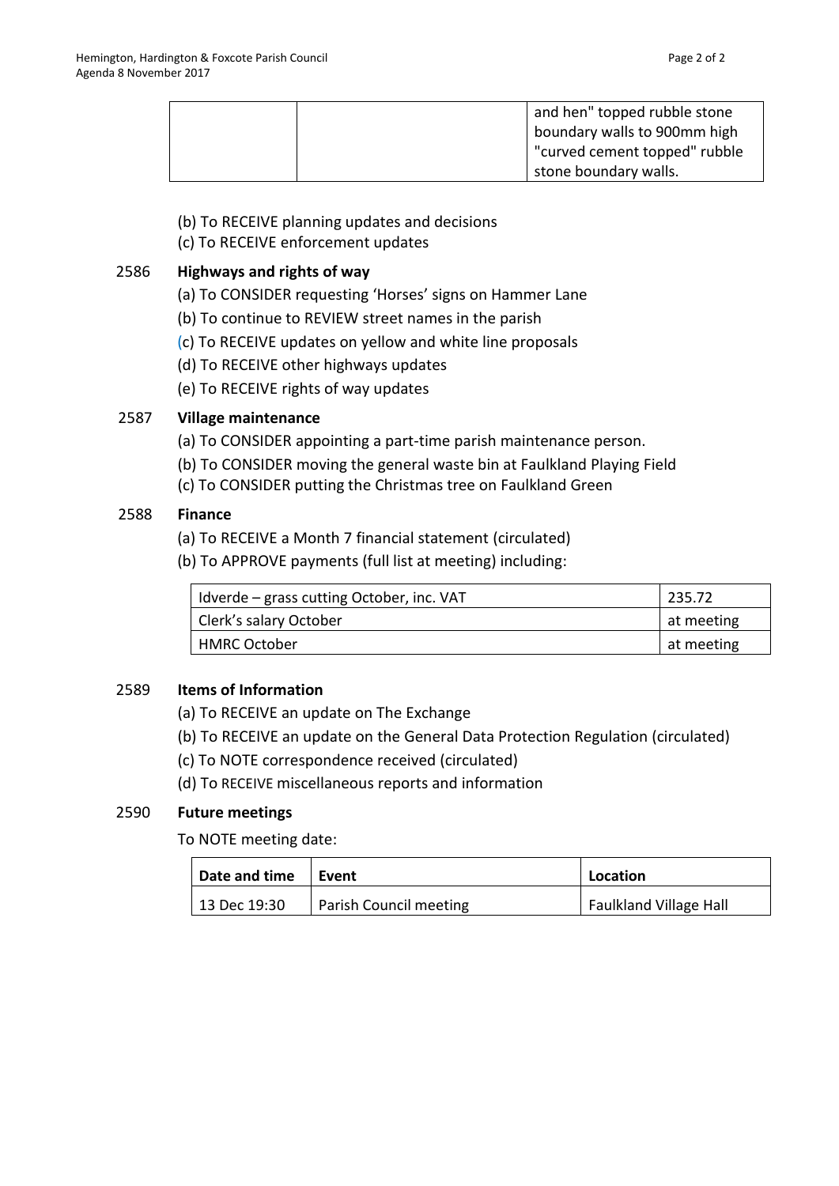| | | |
|---|---|---|
| | | and hen" topped rubble stone boundary walls to 900mm high "curved cement topped" rubble stone boundary walls. |

(b) To RECEIVE planning updates and decisions

(c) To RECEIVE enforcement updates

**2586 Highways and rights of way**

(a) To CONSIDER requesting 'Horses' signs on Hammer Lane

(b) To continue to REVIEW street names in the parish

(c) To RECEIVE updates on yellow and white line proposals

(d) To RECEIVE other highways updates

(e) To RECEIVE rights of way updates

**2587 Village maintenance**

(a) To CONSIDER appointing a part-time parish maintenance person.

(b) To CONSIDER moving the general waste bin at Faulkland Playing Field

(c) To CONSIDER putting the Christmas tree on Faulkland Green

**2588 Finance**

(a) To RECEIVE a Month 7 financial statement (circulated)

(b) To APPROVE payments (full list at meeting) including:

| | |
|---|---|
| Idverde – grass cutting October, inc. VAT | 235.72 |
| Clerk's salary October | at meeting |
| HMRC October | at meeting |

**2589 Items of Information**

(a) To RECEIVE an update on The Exchange

(b) To RECEIVE an update on the General Data Protection Regulation (circulated)

(c) To NOTE correspondence received (circulated)

(d) To RECEIVE miscellaneous reports and information

**2590 Future meetings**

To NOTE meeting date:

| Date and time | Event | Location |
|---|---|---|
| 13 Dec 19:30 | Parish Council meeting | Faulkland Village Hall |